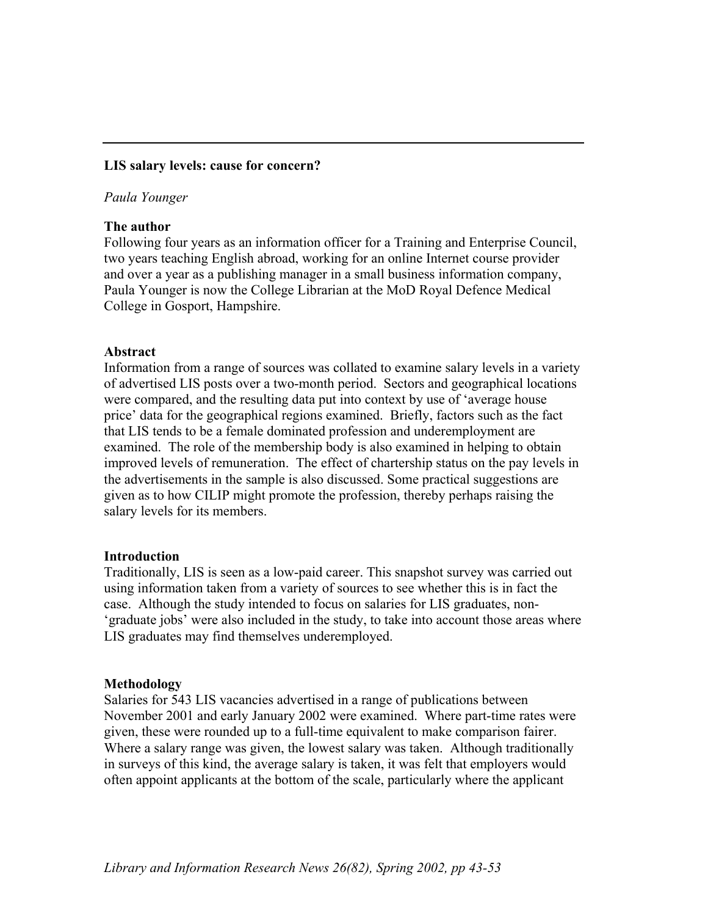## LIS salary levels: cause for concern?

*Paula Younger*

### The author

Following four years as an information officer for a Training and Enterprise Council, two years teaching English abroad, working for an online Internet course provider and over a year as a publishing manager in a small business information company, Paula Younger is now the College Librarian at the MoD Royal Defence Medical College in Gosport, Hampshire.

### Abstract

Information from a range of sources was collated to examine salary levels in a variety of advertised LIS posts over a two-month period. Sectors and geographical locations were compared, and the resulting data put into context by use of 'average house price' data for the geographical regions examined. Briefly, factors such as the fact that LIS tends to be a female dominated profession and underemployment are examined. The role of the membership body is also examined in helping to obtain improved levels of remuneration. The effect of chartership status on the pay levels in the advertisements in the sample is also discussed. Some practical suggestions are given as to how CILIP might promote the profession, thereby perhaps raising the salary levels for its members.

### Introduction

Traditionally, LIS is seen as a low-paid career. This snapshot survey was carried out using information taken from a variety of sources to see whether this is in fact the case. Although the study intended to focus on salaries for LIS graduates, non-'graduate jobs' were also included in the study, to take into account those areas where LIS graduates may find themselves underemployed.

### Methodology

Salaries for 543 LIS vacancies advertised in a range of publications between November 2001 and early January 2002 were examined. Where part-time rates were given, these were rounded up to a full-time equivalent to make comparison fairer. Where a salary range was given, the lowest salary was taken. Although traditionally in surveys of this kind, the average salary is taken, it was felt that employers would often appoint applicants at the bottom of the scale, particularly where the applicant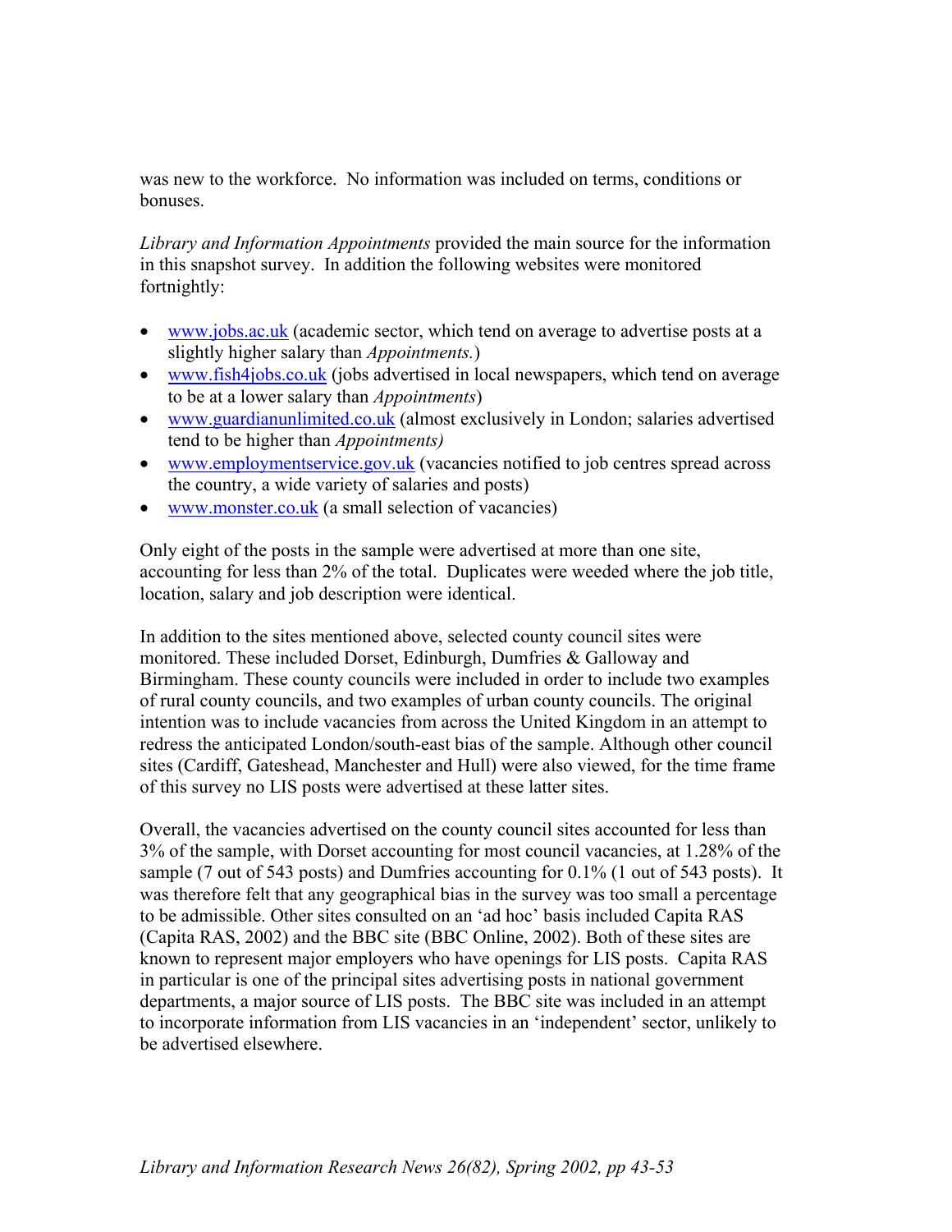was new to the workforce. No information was included on terms, conditions or bonuses.

*Library and Information Appointments* provided the main source for the information in this snapshot survey. In addition the following websites were monitored fortnightly:

- www.jobs.ac.uk (academic sector, which tend on average to advertise posts at a slightly higher salary than *Appointments.*)
- www.fish4jobs.co.uk (jobs advertised in local newspapers, which tend on average to be at a lower salary than *Appointments*)
- www.guardianunlimited.co.uk (almost exclusively in London; salaries advertised tend to be higher than *Appointments)*
- www.employmentservice.gov.uk (vacancies notified to job centres spread across the country, a wide variety of salaries and posts)
- www.monster.co.uk (a small selection of vacancies)

Only eight of the posts in the sample were advertised at more than one site, accounting for less than 2% of the total. Duplicates were weeded where the job title, location, salary and job description were identical.

In addition to the sites mentioned above, selected county council sites were monitored. These included Dorset, Edinburgh, Dumfries & Galloway and Birmingham. These county councils were included in order to include two examples of rural county councils, and two examples of urban county councils. The original intention was to include vacancies from across the United Kingdom in an attempt to redress the anticipated London/south-east bias of the sample. Although other council sites (Cardiff, Gateshead, Manchester and Hull) were also viewed, for the time frame of this survey no LIS posts were advertised at these latter sites.

Overall, the vacancies advertised on the county council sites accounted for less than 3% of the sample, with Dorset accounting for most council vacancies, at 1.28% of the sample (7 out of 543 posts) and Dumfries accounting for 0.1% (1 out of 543 posts). It was therefore felt that any geographical bias in the survey was too small a percentage to be admissible. Other sites consulted on an 'ad hoc' basis included Capita RAS (Capita RAS, 2002) and the BBC site (BBC Online, 2002). Both of these sites are known to represent major employers who have openings for LIS posts. Capita RAS in particular is one of the principal sites advertising posts in national government departments, a major source of LIS posts. The BBC site was included in an attempt to incorporate information from LIS vacancies in an 'independent' sector, unlikely to be advertised elsewhere.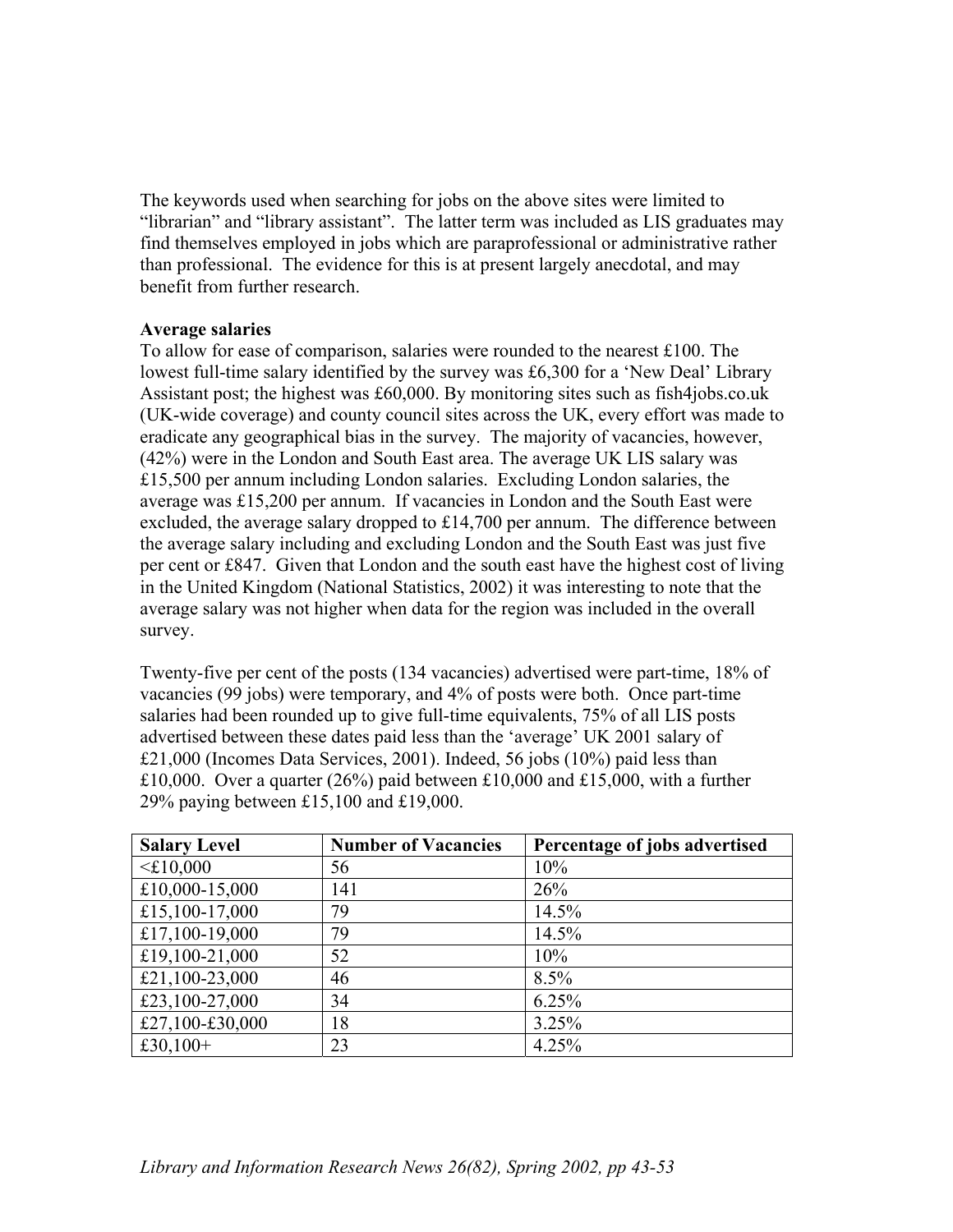The keywords used when searching for jobs on the above sites were limited to "librarian" and "library assistant". The latter term was included as LIS graduates may find themselves employed in jobs which are paraprofessional or administrative rather than professional. The evidence for this is at present largely anecdotal, and may benefit from further research.

**Average salaries**

To allow for ease of comparison, salaries were rounded to the nearest £100. The lowest full-time salary identified by the survey was £6,300 for a 'New Deal' Library Assistant post; the highest was £60,000. By monitoring sites such as fish4jobs.co.uk (UK-wide coverage) and county council sites across the UK, every effort was made to eradicate any geographical bias in the survey. The majority of vacancies, however, (42%) were in the London and South East area. The average UK LIS salary was £15,500 per annum including London salaries. Excluding London salaries, the average was £15,200 per annum. If vacancies in London and the South East were excluded, the average salary dropped to £14,700 per annum. The difference between the average salary including and excluding London and the South East was just five per cent or £847. Given that London and the south east have the highest cost of living in the United Kingdom (National Statistics, 2002) it was interesting to note that the average salary was not higher when data for the region was included in the overall survey.

Twenty-five per cent of the posts (134 vacancies) advertised were part-time, 18% of vacancies (99 jobs) were temporary, and 4% of posts were both. Once part-time salaries had been rounded up to give full-time equivalents, 75% of all LIS posts advertised between these dates paid less than the 'average' UK 2001 salary of £21,000 (Incomes Data Services, 2001). Indeed, 56 jobs (10%) paid less than £10,000. Over a quarter (26%) paid between £10,000 and £15,000, with a further 29% paying between £15,100 and £19,000.

| Salary Level | Number of Vacancies | Percentage of jobs advertised |
|---|---|---|
| <£10,000 | 56 | 10% |
| £10,000-15,000 | 141 | 26% |
| £15,100-17,000 | 79 | 14.5% |
| £17,100-19,000 | 79 | 14.5% |
| £19,100-21,000 | 52 | 10% |
| £21,100-23,000 | 46 | 8.5% |
| £23,100-27,000 | 34 | 6.25% |
| £27,100-£30,000 | 18 | 3.25% |
| £30,100+ | 23 | 4.25% |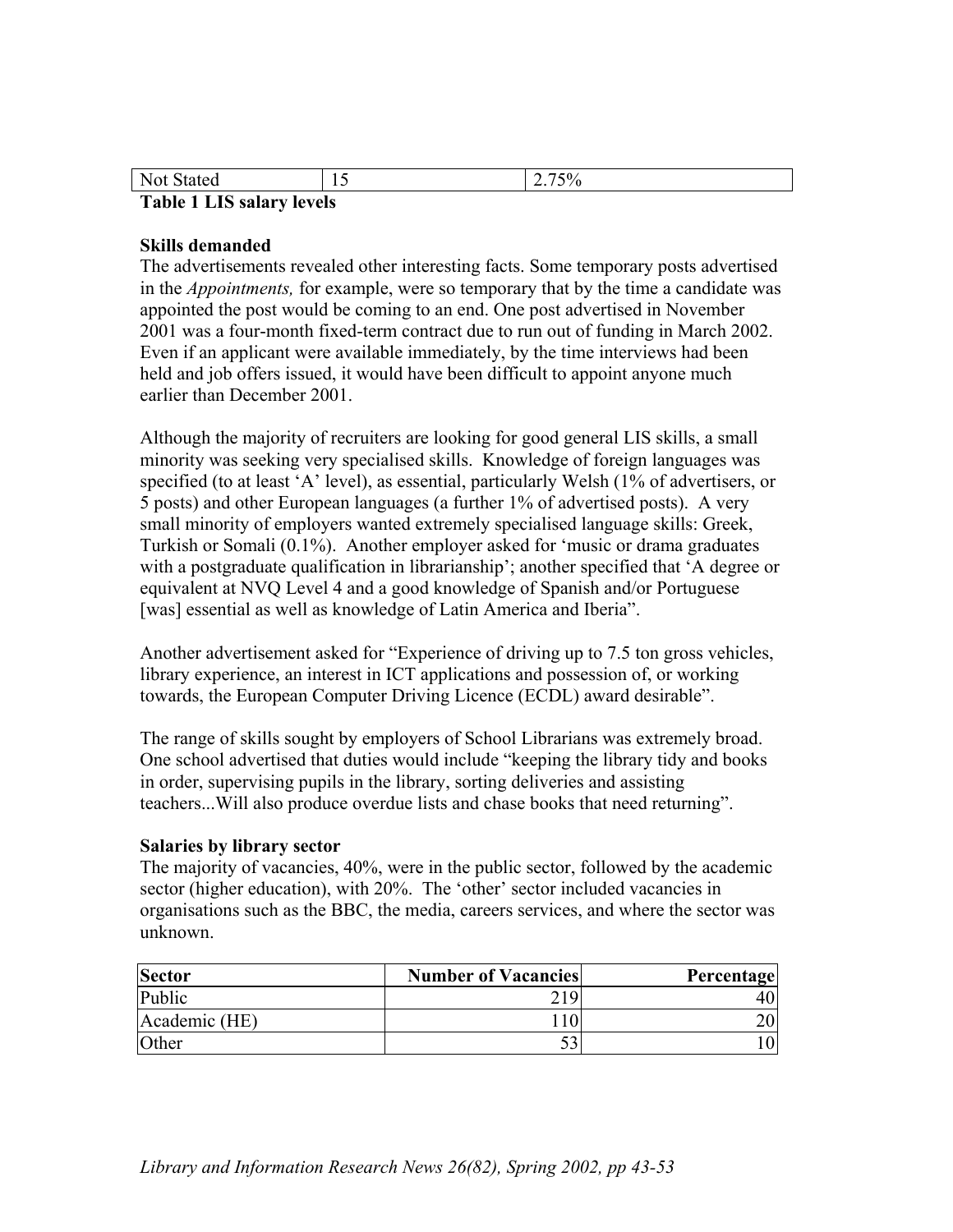| Not Stated | 15 | 2.75% |
|---|---|---|

**Table 1 LIS salary levels**

**Skills demanded**

The advertisements revealed other interesting facts. Some temporary posts advertised in the *Appointments,* for example, were so temporary that by the time a candidate was appointed the post would be coming to an end. One post advertised in November 2001 was a four-month fixed-term contract due to run out of funding in March 2002. Even if an applicant were available immediately, by the time interviews had been held and job offers issued, it would have been difficult to appoint anyone much earlier than December 2001.

Although the majority of recruiters are looking for good general LIS skills, a small minority was seeking very specialised skills. Knowledge of foreign languages was specified (to at least 'A' level), as essential, particularly Welsh (1% of advertisers, or 5 posts) and other European languages (a further 1% of advertised posts). A very small minority of employers wanted extremely specialised language skills: Greek, Turkish or Somali (0.1%). Another employer asked for 'music or drama graduates with a postgraduate qualification in librarianship'; another specified that 'A degree or equivalent at NVQ Level 4 and a good knowledge of Spanish and/or Portuguese [was] essential as well as knowledge of Latin America and Iberia".

Another advertisement asked for "Experience of driving up to 7.5 ton gross vehicles, library experience, an interest in ICT applications and possession of, or working towards, the European Computer Driving Licence (ECDL) award desirable".

The range of skills sought by employers of School Librarians was extremely broad. One school advertised that duties would include "keeping the library tidy and books in order, supervising pupils in the library, sorting deliveries and assisting teachers...Will also produce overdue lists and chase books that need returning".

**Salaries by library sector**

The majority of vacancies, 40%, were in the public sector, followed by the academic sector (higher education), with 20%. The 'other' sector included vacancies in organisations such as the BBC, the media, careers services, and where the sector was unknown.

| Sector | Number of Vacancies | Percentage |
|---|---:|---:|
| Public | 219 | 40 |
| Academic (HE) | 110 | 20 |
| Other | 53 | 10 |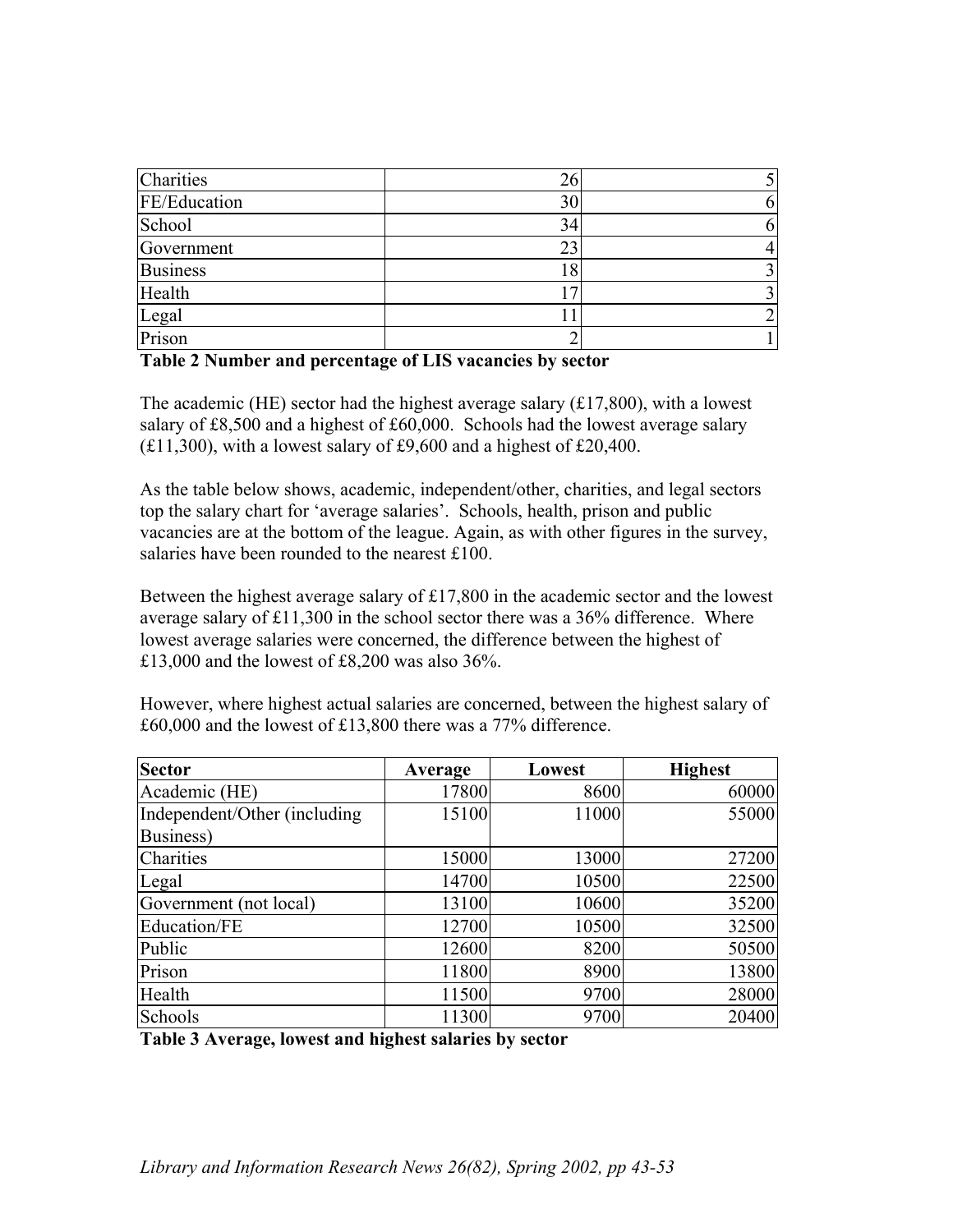| | | |
|---|---:|---:|
| Charities | 26 | 5 |
| FE/Education | 30 | 6 |
| School | 34 | 6 |
| Government | 23 | 4 |
| Business | 18 | 3 |
| Health | 17 | 3 |
| Legal | 11 | 2 |
| Prison | 2 | 1 |

**Table 2 Number and percentage of LIS vacancies by sector**

The academic (HE) sector had the highest average salary (£17,800), with a lowest salary of £8,500 and a highest of £60,000. Schools had the lowest average salary (£11,300), with a lowest salary of £9,600 and a highest of £20,400.

As the table below shows, academic, independent/other, charities, and legal sectors top the salary chart for 'average salaries'. Schools, health, prison and public vacancies are at the bottom of the league. Again, as with other figures in the survey, salaries have been rounded to the nearest £100.

Between the highest average salary of £17,800 in the academic sector and the lowest average salary of £11,300 in the school sector there was a 36% difference. Where lowest average salaries were concerned, the difference between the highest of £13,000 and the lowest of £8,200 was also 36%.

However, where highest actual salaries are concerned, between the highest salary of £60,000 and the lowest of £13,800 there was a 77% difference.

| **Sector** | **Average** | **Lowest** | **Highest** |
|---|---:|---:|---:|
| Academic (HE) | 17800 | 8600 | 60000 |
| Independent/Other (including Business) | 15100 | 11000 | 55000 |
| Charities | 15000 | 13000 | 27200 |
| Legal | 14700 | 10500 | 22500 |
| Government (not local) | 13100 | 10600 | 35200 |
| Education/FE | 12700 | 10500 | 32500 |
| Public | 12600 | 8200 | 50500 |
| Prison | 11800 | 8900 | 13800 |
| Health | 11500 | 9700 | 28000 |
| Schools | 11300 | 9700 | 20400 |

**Table 3 Average, lowest and highest salaries by sector**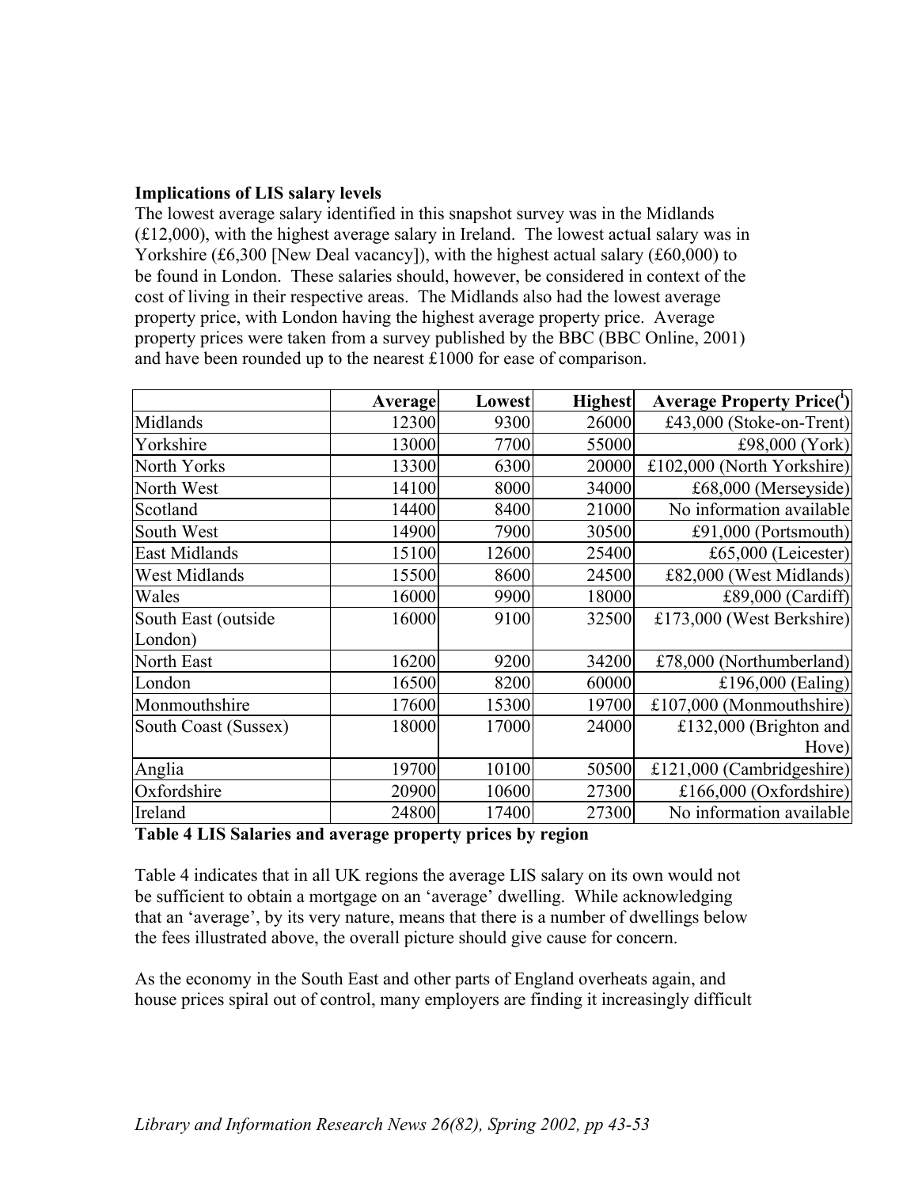**Implications of LIS salary levels**

The lowest average salary identified in this snapshot survey was in the Midlands (£12,000), with the highest average salary in Ireland. The lowest actual salary was in Yorkshire (£6,300 [New Deal vacancy]), with the highest actual salary (£60,000) to be found in London. These salaries should, however, be considered in context of the cost of living in their respective areas. The Midlands also had the lowest average property price, with London having the highest average property price. Average property prices were taken from a survey published by the BBC (BBC Online, 2001) and have been rounded up to the nearest £1000 for ease of comparison.

| | Average | Lowest | Highest | Average Property Price([i]) |
|---|---|---|---|---|
| Midlands | 12300 | 9300 | 26000 | £43,000 (Stoke-on-Trent) |
| Yorkshire | 13000 | 7700 | 55000 | £98,000 (York) |
| North Yorks | 13300 | 6300 | 20000 | £102,000 (North Yorkshire) |
| North West | 14100 | 8000 | 34000 | £68,000 (Merseyside) |
| Scotland | 14400 | 8400 | 21000 | No information available |
| South West | 14900 | 7900 | 30500 | £91,000 (Portsmouth) |
| East Midlands | 15100 | 12600 | 25400 | £65,000 (Leicester) |
| West Midlands | 15500 | 8600 | 24500 | £82,000 (West Midlands) |
| Wales | 16000 | 9900 | 18000 | £89,000 (Cardiff) |
| South East (outside London) | 16000 | 9100 | 32500 | £173,000 (West Berkshire) |
| North East | 16200 | 9200 | 34200 | £78,000 (Northumberland) |
| London | 16500 | 8200 | 60000 | £196,000 (Ealing) |
| Monmouthshire | 17600 | 15300 | 19700 | £107,000 (Monmouthshire) |
| South Coast (Sussex) | 18000 | 17000 | 24000 | £132,000 (Brighton and Hove) |
| Anglia | 19700 | 10100 | 50500 | £121,000 (Cambridgeshire) |
| Oxfordshire | 20900 | 10600 | 27300 | £166,000 (Oxfordshire) |
| Ireland | 24800 | 17400 | 27300 | No information available |

**Table 4 LIS Salaries and average property prices by region**

Table 4 indicates that in all UK regions the average LIS salary on its own would not be sufficient to obtain a mortgage on an 'average' dwelling. While acknowledging that an 'average', by its very nature, means that there is a number of dwellings below the fees illustrated above, the overall picture should give cause for concern.

As the economy in the South East and other parts of England overheats again, and house prices spiral out of control, many employers are finding it increasingly difficult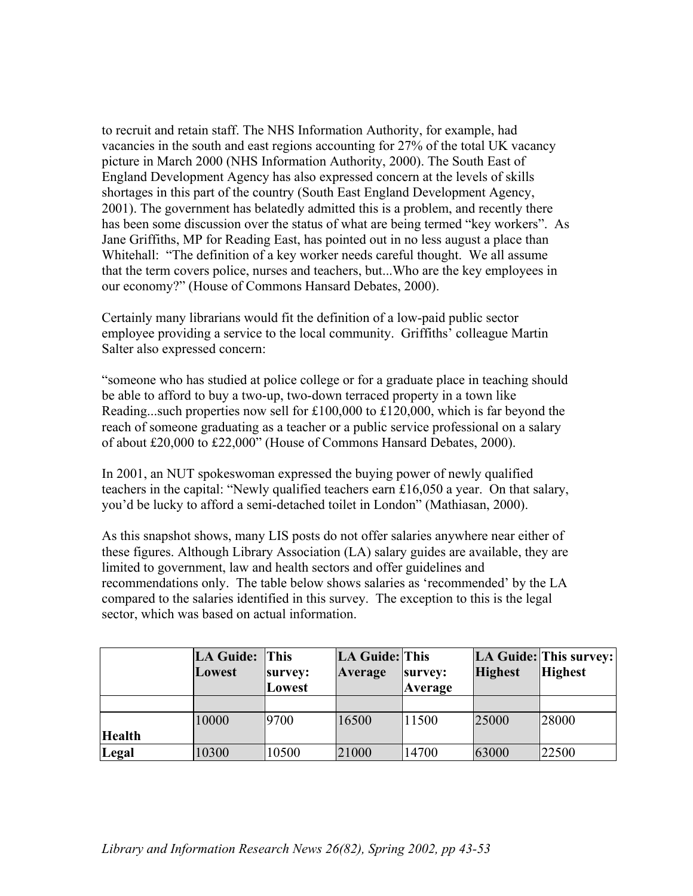to recruit and retain staff. The NHS Information Authority, for example, had vacancies in the south and east regions accounting for 27% of the total UK vacancy picture in March 2000 (NHS Information Authority, 2000). The South East of England Development Agency has also expressed concern at the levels of skills shortages in this part of the country (South East England Development Agency, 2001). The government has belatedly admitted this is a problem, and recently there has been some discussion over the status of what are being termed "key workers". As Jane Griffiths, MP for Reading East, has pointed out in no less august a place than Whitehall: "The definition of a key worker needs careful thought. We all assume that the term covers police, nurses and teachers, but...Who are the key employees in our economy?" (House of Commons Hansard Debates, 2000).

Certainly many librarians would fit the definition of a low-paid public sector employee providing a service to the local community. Griffiths' colleague Martin Salter also expressed concern:

"someone who has studied at police college or for a graduate place in teaching should be able to afford to buy a two-up, two-down terraced property in a town like Reading...such properties now sell for £100,000 to £120,000, which is far beyond the reach of someone graduating as a teacher or a public service professional on a salary of about £20,000 to £22,000" (House of Commons Hansard Debates, 2000).

In 2001, an NUT spokeswoman expressed the buying power of newly qualified teachers in the capital: "Newly qualified teachers earn £16,050 a year. On that salary, you'd be lucky to afford a semi-detached toilet in London" (Mathiasan, 2000).

As this snapshot shows, many LIS posts do not offer salaries anywhere near either of these figures. Although Library Association (LA) salary guides are available, they are limited to government, law and health sectors and offer guidelines and recommendations only. The table below shows salaries as 'recommended' by the LA compared to the salaries identified in this survey. The exception to this is the legal sector, which was based on actual information.

| | LA Guide: Lowest | This survey: Lowest | LA Guide: Average | This survey: Average | LA Guide: Highest | This survey: Highest |
|---|---|---|---|---|---|---|
| | | | | | | |
| **Health** | 10000 | 9700 | 16500 | 11500 | 25000 | 28000 |
| **Legal** | 10300 | 10500 | 21000 | 14700 | 63000 | 22500 |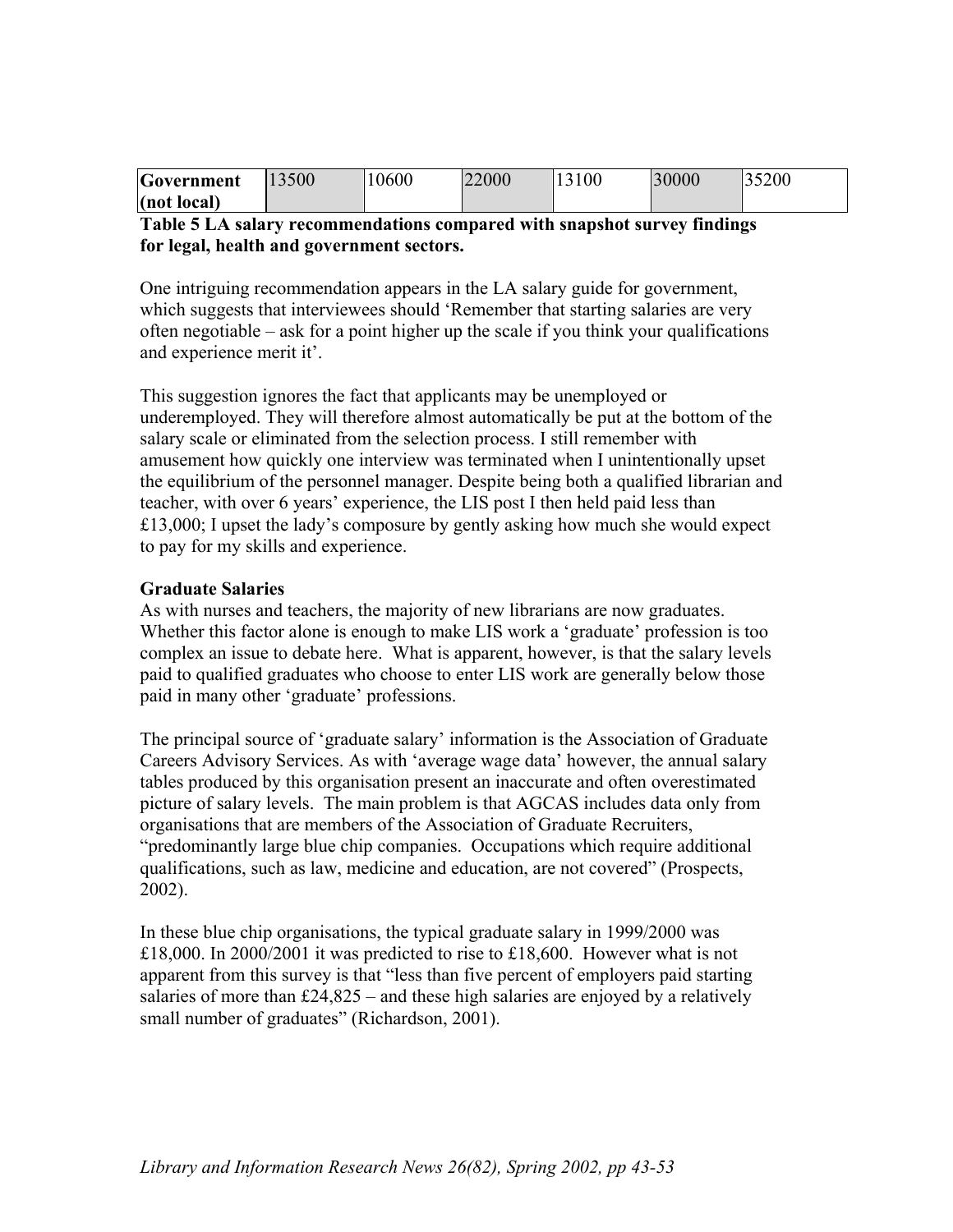| Government (not local) | 13500 | 10600 | 22000 | 13100 | 30000 | 35200 |
|---|---|---|---|---|---|---|

**Table 5 LA salary recommendations compared with snapshot survey findings for legal, health and government sectors.**

One intriguing recommendation appears in the LA salary guide for government, which suggests that interviewees should 'Remember that starting salaries are very often negotiable – ask for a point higher up the scale if you think your qualifications and experience merit it'.

This suggestion ignores the fact that applicants may be unemployed or underemployed. They will therefore almost automatically be put at the bottom of the salary scale or eliminated from the selection process. I still remember with amusement how quickly one interview was terminated when I unintentionally upset the equilibrium of the personnel manager. Despite being both a qualified librarian and teacher, with over 6 years' experience, the LIS post I then held paid less than £13,000; I upset the lady's composure by gently asking how much she would expect to pay for my skills and experience.

**Graduate Salaries**

As with nurses and teachers, the majority of new librarians are now graduates. Whether this factor alone is enough to make LIS work a 'graduate' profession is too complex an issue to debate here. What is apparent, however, is that the salary levels paid to qualified graduates who choose to enter LIS work are generally below those paid in many other 'graduate' professions.

The principal source of 'graduate salary' information is the Association of Graduate Careers Advisory Services. As with 'average wage data' however, the annual salary tables produced by this organisation present an inaccurate and often overestimated picture of salary levels. The main problem is that AGCAS includes data only from organisations that are members of the Association of Graduate Recruiters, "predominantly large blue chip companies. Occupations which require additional qualifications, such as law, medicine and education, are not covered" (Prospects, 2002).

In these blue chip organisations, the typical graduate salary in 1999/2000 was £18,000. In 2000/2001 it was predicted to rise to £18,600. However what is not apparent from this survey is that "less than five percent of employers paid starting salaries of more than £24,825 – and these high salaries are enjoyed by a relatively small number of graduates" (Richardson, 2001).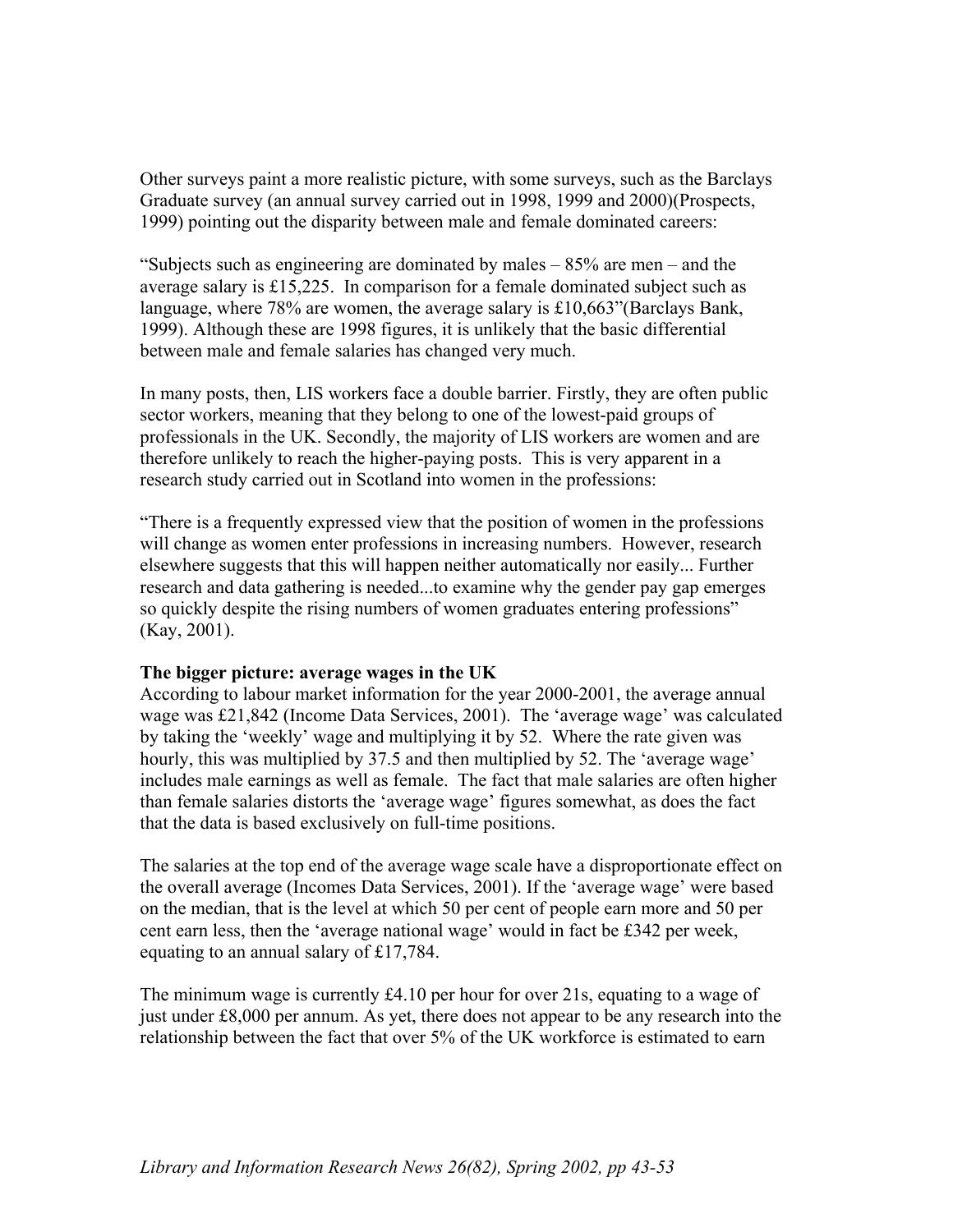Other surveys paint a more realistic picture, with some surveys, such as the Barclays Graduate survey (an annual survey carried out in 1998, 1999 and 2000)(Prospects, 1999) pointing out the disparity between male and female dominated careers:

"Subjects such as engineering are dominated by males – 85% are men – and the average salary is £15,225. In comparison for a female dominated subject such as language, where 78% are women, the average salary is £10,663"(Barclays Bank, 1999). Although these are 1998 figures, it is unlikely that the basic differential between male and female salaries has changed very much.

In many posts, then, LIS workers face a double barrier. Firstly, they are often public sector workers, meaning that they belong to one of the lowest-paid groups of professionals in the UK. Secondly, the majority of LIS workers are women and are therefore unlikely to reach the higher-paying posts. This is very apparent in a research study carried out in Scotland into women in the professions:

"There is a frequently expressed view that the position of women in the professions will change as women enter professions in increasing numbers. However, research elsewhere suggests that this will happen neither automatically nor easily... Further research and data gathering is needed...to examine why the gender pay gap emerges so quickly despite the rising numbers of women graduates entering professions" (Kay, 2001).

**The bigger picture: average wages in the UK**

According to labour market information for the year 2000-2001, the average annual wage was £21,842 (Income Data Services, 2001). The 'average wage' was calculated by taking the 'weekly' wage and multiplying it by 52. Where the rate given was hourly, this was multiplied by 37.5 and then multiplied by 52. The 'average wage' includes male earnings as well as female. The fact that male salaries are often higher than female salaries distorts the 'average wage' figures somewhat, as does the fact that the data is based exclusively on full-time positions.

The salaries at the top end of the average wage scale have a disproportionate effect on the overall average (Incomes Data Services, 2001). If the 'average wage' were based on the median, that is the level at which 50 per cent of people earn more and 50 per cent earn less, then the 'average national wage' would in fact be £342 per week, equating to an annual salary of £17,784.

The minimum wage is currently £4.10 per hour for over 21s, equating to a wage of just under £8,000 per annum. As yet, there does not appear to be any research into the relationship between the fact that over 5% of the UK workforce is estimated to earn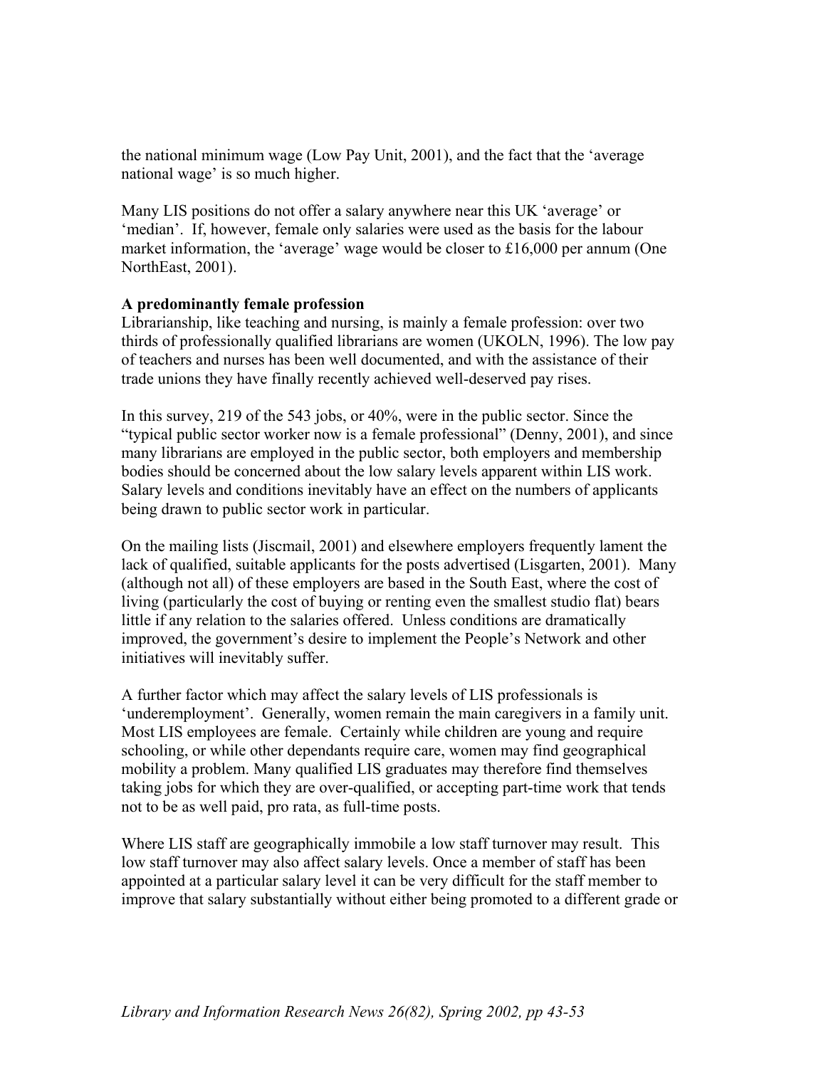the national minimum wage (Low Pay Unit, 2001), and the fact that the 'average national wage' is so much higher.

Many LIS positions do not offer a salary anywhere near this UK 'average' or 'median'. If, however, female only salaries were used as the basis for the labour market information, the 'average' wage would be closer to £16,000 per annum (One NorthEast, 2001).

**A predominantly female profession**

Librarianship, like teaching and nursing, is mainly a female profession: over two thirds of professionally qualified librarians are women (UKOLN, 1996). The low pay of teachers and nurses has been well documented, and with the assistance of their trade unions they have finally recently achieved well-deserved pay rises.

In this survey, 219 of the 543 jobs, or 40%, were in the public sector. Since the "typical public sector worker now is a female professional" (Denny, 2001), and since many librarians are employed in the public sector, both employers and membership bodies should be concerned about the low salary levels apparent within LIS work. Salary levels and conditions inevitably have an effect on the numbers of applicants being drawn to public sector work in particular.

On the mailing lists (Jiscmail, 2001) and elsewhere employers frequently lament the lack of qualified, suitable applicants for the posts advertised (Lisgarten, 2001). Many (although not all) of these employers are based in the South East, where the cost of living (particularly the cost of buying or renting even the smallest studio flat) bears little if any relation to the salaries offered. Unless conditions are dramatically improved, the government's desire to implement the People's Network and other initiatives will inevitably suffer.

A further factor which may affect the salary levels of LIS professionals is 'underemployment'. Generally, women remain the main caregivers in a family unit. Most LIS employees are female. Certainly while children are young and require schooling, or while other dependants require care, women may find geographical mobility a problem. Many qualified LIS graduates may therefore find themselves taking jobs for which they are over-qualified, or accepting part-time work that tends not to be as well paid, pro rata, as full-time posts.

Where LIS staff are geographically immobile a low staff turnover may result. This low staff turnover may also affect salary levels. Once a member of staff has been appointed at a particular salary level it can be very difficult for the staff member to improve that salary substantially without either being promoted to a different grade or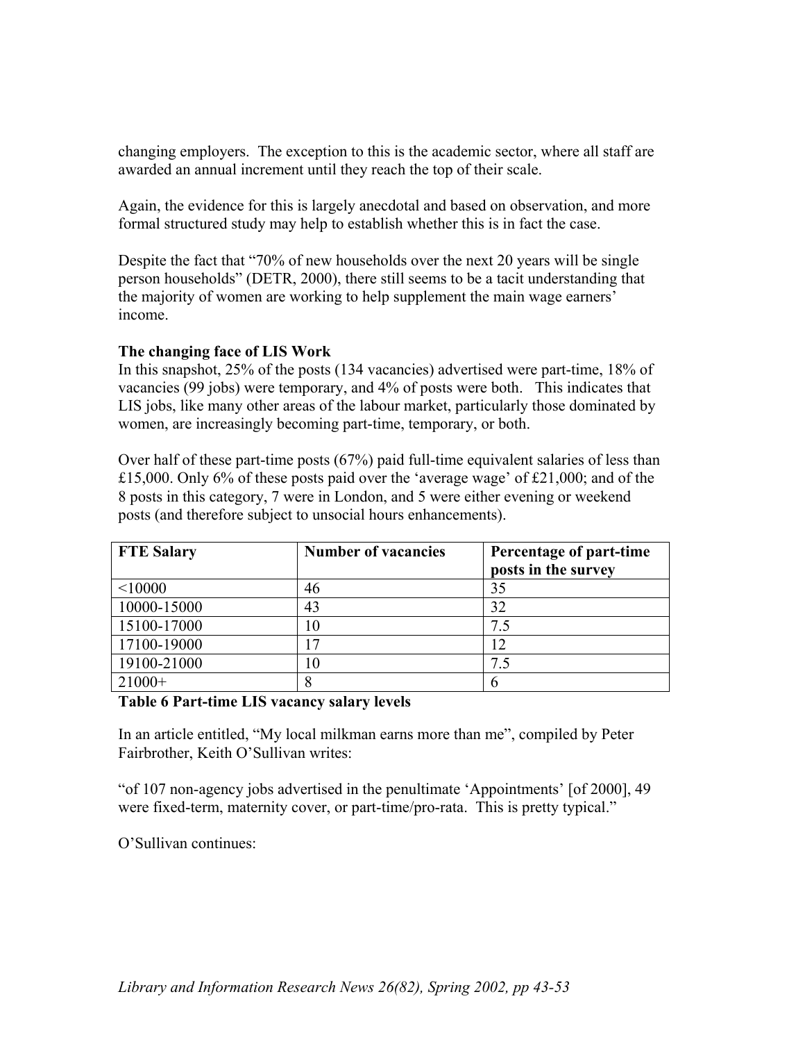changing employers. The exception to this is the academic sector, where all staff are awarded an annual increment until they reach the top of their scale.

Again, the evidence for this is largely anecdotal and based on observation, and more formal structured study may help to establish whether this is in fact the case.

Despite the fact that "70% of new households over the next 20 years will be single person households" (DETR, 2000), there still seems to be a tacit understanding that the majority of women are working to help supplement the main wage earners' income.

**The changing face of LIS Work**

In this snapshot, 25% of the posts (134 vacancies) advertised were part-time, 18% of vacancies (99 jobs) were temporary, and 4% of posts were both. This indicates that LIS jobs, like many other areas of the labour market, particularly those dominated by women, are increasingly becoming part-time, temporary, or both.

Over half of these part-time posts (67%) paid full-time equivalent salaries of less than £15,000. Only 6% of these posts paid over the 'average wage' of £21,000; and of the 8 posts in this category, 7 were in London, and 5 were either evening or weekend posts (and therefore subject to unsocial hours enhancements).

| FTE Salary | Number of vacancies | Percentage of part-time posts in the survey |
|---|---|---|
| <10000 | 46 | 35 |
| 10000-15000 | 43 | 32 |
| 15100-17000 | 10 | 7.5 |
| 17100-19000 | 17 | 12 |
| 19100-21000 | 10 | 7.5 |
| 21000+ | 8 | 6 |

**Table 6 Part-time LIS vacancy salary levels**

In an article entitled, "My local milkman earns more than me", compiled by Peter Fairbrother, Keith O'Sullivan writes:

"of 107 non-agency jobs advertised in the penultimate 'Appointments' [of 2000], 49 were fixed-term, maternity cover, or part-time/pro-rata. This is pretty typical."

O'Sullivan continues: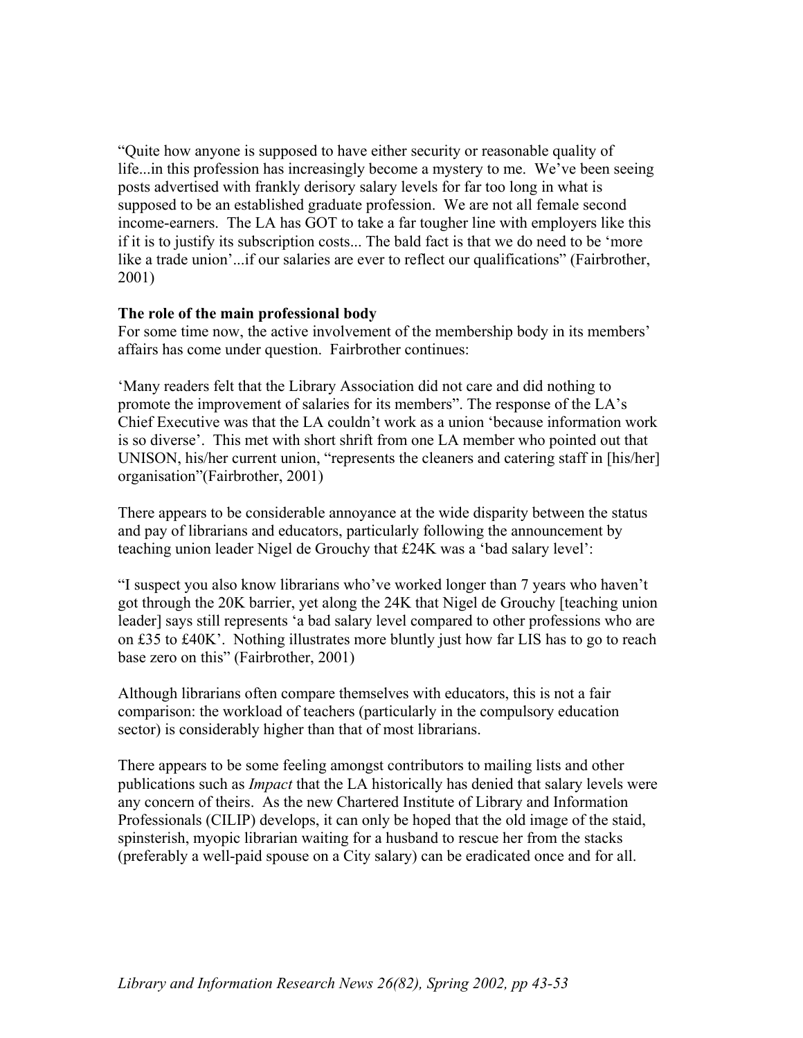"Quite how anyone is supposed to have either security or reasonable quality of life...in this profession has increasingly become a mystery to me. We've been seeing posts advertised with frankly derisory salary levels for far too long in what is supposed to be an established graduate profession. We are not all female second income-earners. The LA has GOT to take a far tougher line with employers like this if it is to justify its subscription costs... The bald fact is that we do need to be 'more like a trade union'...if our salaries are ever to reflect our qualifications" (Fairbrother, 2001)

**The role of the main professional body**

For some time now, the active involvement of the membership body in its members' affairs has come under question. Fairbrother continues:

'Many readers felt that the Library Association did not care and did nothing to promote the improvement of salaries for its members". The response of the LA's Chief Executive was that the LA couldn't work as a union 'because information work is so diverse'. This met with short shrift from one LA member who pointed out that UNISON, his/her current union, "represents the cleaners and catering staff in [his/her] organisation"(Fairbrother, 2001)

There appears to be considerable annoyance at the wide disparity between the status and pay of librarians and educators, particularly following the announcement by teaching union leader Nigel de Grouchy that £24K was a 'bad salary level':

"I suspect you also know librarians who've worked longer than 7 years who haven't got through the 20K barrier, yet along the 24K that Nigel de Grouchy [teaching union leader] says still represents 'a bad salary level compared to other professions who are on £35 to £40K'. Nothing illustrates more bluntly just how far LIS has to go to reach base zero on this" (Fairbrother, 2001)

Although librarians often compare themselves with educators, this is not a fair comparison: the workload of teachers (particularly in the compulsory education sector) is considerably higher than that of most librarians.

There appears to be some feeling amongst contributors to mailing lists and other publications such as *Impact* that the LA historically has denied that salary levels were any concern of theirs. As the new Chartered Institute of Library and Information Professionals (CILIP) develops, it can only be hoped that the old image of the staid, spinsterish, myopic librarian waiting for a husband to rescue her from the stacks (preferably a well-paid spouse on a City salary) can be eradicated once and for all.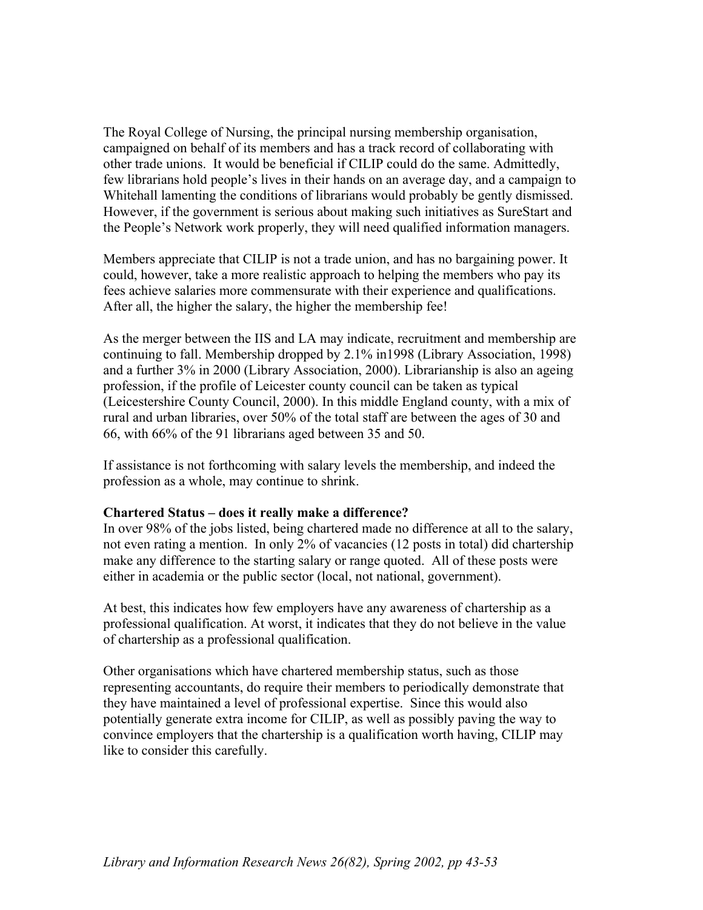The Royal College of Nursing, the principal nursing membership organisation, campaigned on behalf of its members and has a track record of collaborating with other trade unions. It would be beneficial if CILIP could do the same. Admittedly, few librarians hold people's lives in their hands on an average day, and a campaign to Whitehall lamenting the conditions of librarians would probably be gently dismissed. However, if the government is serious about making such initiatives as SureStart and the People's Network work properly, they will need qualified information managers.

Members appreciate that CILIP is not a trade union, and has no bargaining power. It could, however, take a more realistic approach to helping the members who pay its fees achieve salaries more commensurate with their experience and qualifications. After all, the higher the salary, the higher the membership fee!

As the merger between the IIS and LA may indicate, recruitment and membership are continuing to fall. Membership dropped by 2.1% in1998 (Library Association, 1998) and a further 3% in 2000 (Library Association, 2000). Librarianship is also an ageing profession, if the profile of Leicester county council can be taken as typical (Leicestershire County Council, 2000). In this middle England county, with a mix of rural and urban libraries, over 50% of the total staff are between the ages of 30 and 66, with 66% of the 91 librarians aged between 35 and 50.

If assistance is not forthcoming with salary levels the membership, and indeed the profession as a whole, may continue to shrink.

**Chartered Status – does it really make a difference?**

In over 98% of the jobs listed, being chartered made no difference at all to the salary, not even rating a mention. In only 2% of vacancies (12 posts in total) did chartership make any difference to the starting salary or range quoted. All of these posts were either in academia or the public sector (local, not national, government).

At best, this indicates how few employers have any awareness of chartership as a professional qualification. At worst, it indicates that they do not believe in the value of chartership as a professional qualification.

Other organisations which have chartered membership status, such as those representing accountants, do require their members to periodically demonstrate that they have maintained a level of professional expertise. Since this would also potentially generate extra income for CILIP, as well as possibly paving the way to convince employers that the chartership is a qualification worth having, CILIP may like to consider this carefully.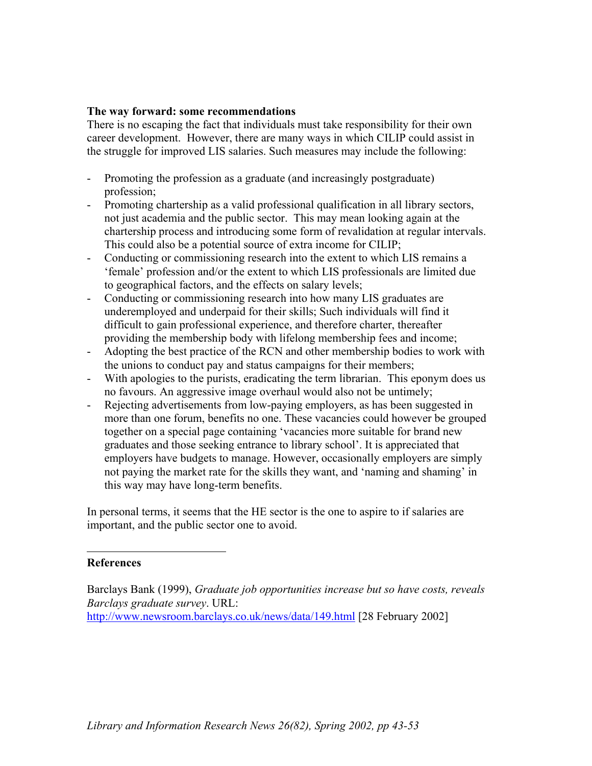## The way forward: some recommendations

There is no escaping the fact that individuals must take responsibility for their own career development. However, there are many ways in which CILIP could assist in the struggle for improved LIS salaries. Such measures may include the following:

- Promoting the profession as a graduate (and increasingly postgraduate) profession;
- Promoting chartership as a valid professional qualification in all library sectors, not just academia and the public sector. This may mean looking again at the chartership process and introducing some form of revalidation at regular intervals. This could also be a potential source of extra income for CILIP;
- Conducting or commissioning research into the extent to which LIS remains a 'female' profession and/or the extent to which LIS professionals are limited due to geographical factors, and the effects on salary levels;
- Conducting or commissioning research into how many LIS graduates are underemployed and underpaid for their skills; Such individuals will find it difficult to gain professional experience, and therefore charter, thereafter providing the membership body with lifelong membership fees and income;
- Adopting the best practice of the RCN and other membership bodies to work with the unions to conduct pay and status campaigns for their members;
- With apologies to the purists, eradicating the term librarian. This eponym does us no favours. An aggressive image overhaul would also not be untimely;
- Rejecting advertisements from low-paying employers, as has been suggested in more than one forum, benefits no one. These vacancies could however be grouped together on a special page containing 'vacancies more suitable for brand new graduates and those seeking entrance to library school'. It is appreciated that employers have budgets to manage. However, occasionally employers are simply not paying the market rate for the skills they want, and 'naming and shaming' in this way may have long-term benefits.

In personal terms, it seems that the HE sector is the one to aspire to if salaries are important, and the public sector one to avoid.

---

## References

Barclays Bank (1999), *Graduate job opportunities increase but so have costs, reveals Barclays graduate survey*. URL: http://www.newsroom.barclays.co.uk/news/data/149.html [28 February 2002]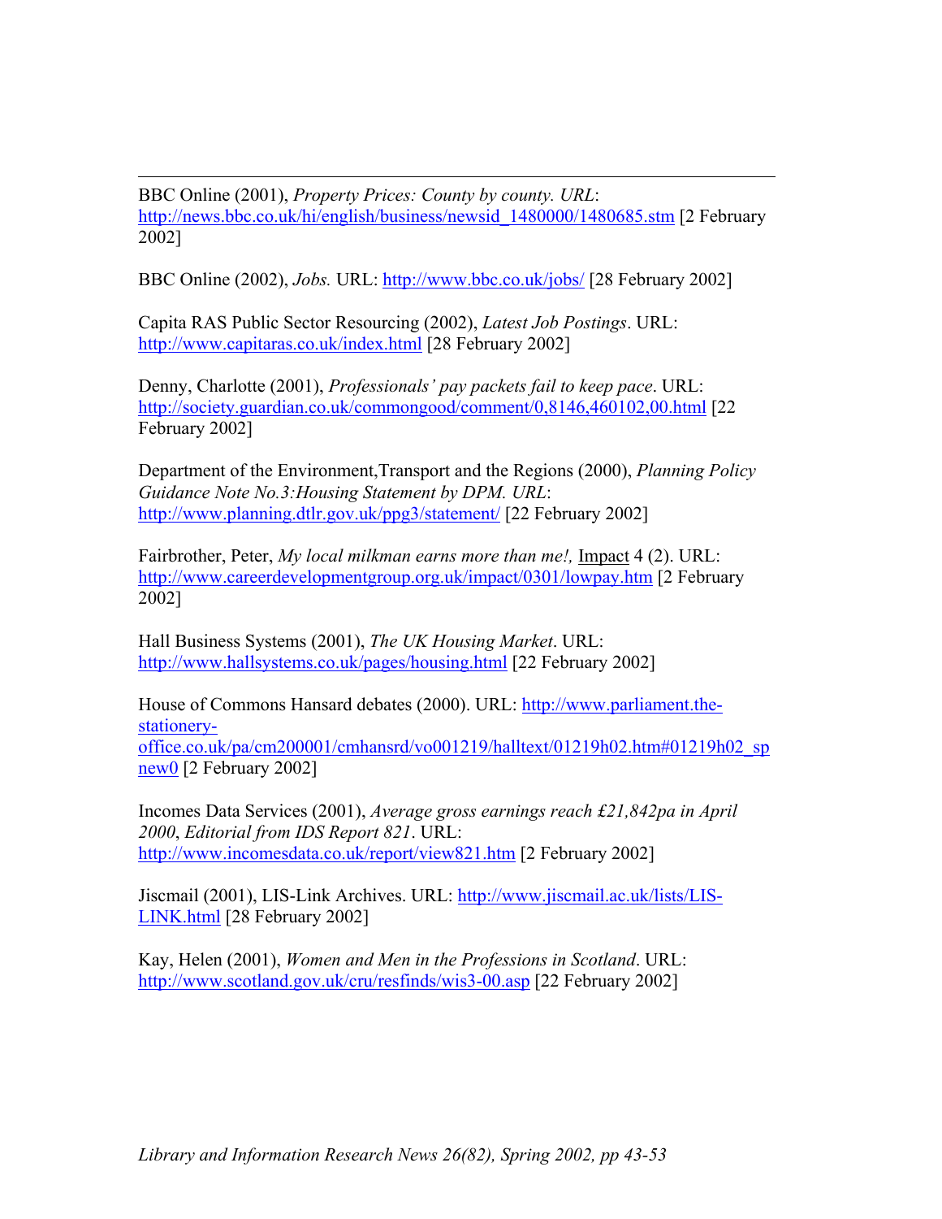BBC Online (2001), *Property Prices: County by county. URL*: http://news.bbc.co.uk/hi/english/business/newsid_1480000/1480685.stm [2 February 2002]

BBC Online (2002), *Jobs.* URL: http://www.bbc.co.uk/jobs/ [28 February 2002]

Capita RAS Public Sector Resourcing (2002), *Latest Job Postings*. URL: http://www.capitaras.co.uk/index.html [28 February 2002]

Denny, Charlotte (2001), *Professionals' pay packets fail to keep pace*. URL: http://society.guardian.co.uk/commongood/comment/0,8146,460102,00.html [22 February 2002]

Department of the Environment,Transport and the Regions (2000), *Planning Policy Guidance Note No.3:Housing Statement by DPM. URL*: http://www.planning.dtlr.gov.uk/ppg3/statement/ [22 February 2002]

Fairbrother, Peter, *My local milkman earns more than me!,* Impact 4 (2). URL: http://www.careerdevelopmentgroup.org.uk/impact/0301/lowpay.htm [2 February 2002]

Hall Business Systems (2001), *The UK Housing Market*. URL: http://www.hallsystems.co.uk/pages/housing.html [22 February 2002]

House of Commons Hansard debates (2000). URL: http://www.parliament.the-stationery-office.co.uk/pa/cm200001/cmhansrd/vo001219/halltext/01219h02.htm#01219h02_spnew0 [2 February 2002]

Incomes Data Services (2001), *Average gross earnings reach £21,842pa in April 2000*, *Editorial from IDS Report 821*. URL: http://www.incomesdata.co.uk/report/view821.htm [2 February 2002]

Jiscmail (2001), LIS-Link Archives. URL: http://www.jiscmail.ac.uk/lists/LIS-LINK.html [28 February 2002]

Kay, Helen (2001), *Women and Men in the Professions in Scotland*. URL: http://www.scotland.gov.uk/cru/resfinds/wis3-00.asp [22 February 2002]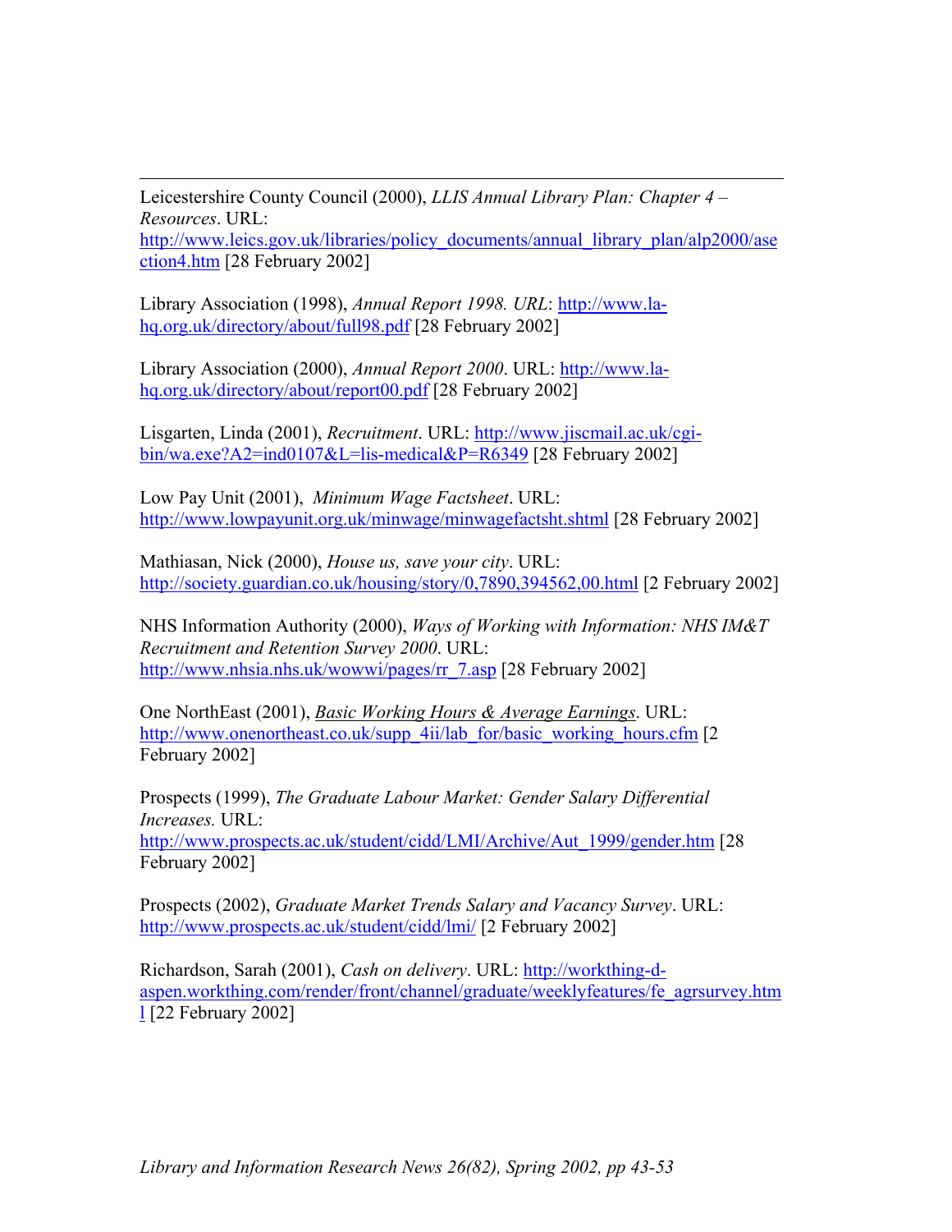Leicestershire County Council (2000), *LLIS Annual Library Plan: Chapter 4 – Resources*. URL: http://www.leics.gov.uk/libraries/policy_documents/annual_library_plan/alp2000/asection4.htm [28 February 2002]

Library Association (1998), *Annual Report 1998. URL*: http://www.la-hq.org.uk/directory/about/full98.pdf [28 February 2002]

Library Association (2000), *Annual Report 2000*. URL: http://www.la-hq.org.uk/directory/about/report00.pdf [28 February 2002]

Lisgarten, Linda (2001), *Recruitment*. URL: http://www.jiscmail.ac.uk/cgi-bin/wa.exe?A2=ind0107&L=lis-medical&P=R6349 [28 February 2002]

Low Pay Unit (2001), *Minimum Wage Factsheet*. URL: http://www.lowpayunit.org.uk/minwage/minwagefactsht.shtml [28 February 2002]

Mathiasan, Nick (2000), *House us, save your city*. URL: http://society.guardian.co.uk/housing/story/0,7890,394562,00.html [2 February 2002]

NHS Information Authority (2000), *Ways of Working with Information: NHS IM&T Recruitment and Retention Survey 2000*. URL: http://www.nhsia.nhs.uk/wowwi/pages/rr_7.asp [28 February 2002]

One NorthEast (2001), *Basic Working Hours & Average Earnings*. URL: http://www.onenortheast.co.uk/supp_4ii/lab_for/basic_working_hours.cfm [2 February 2002]

Prospects (1999), *The Graduate Labour Market: Gender Salary Differential Increases.* URL: http://www.prospects.ac.uk/student/cidd/LMI/Archive/Aut_1999/gender.htm [28 February 2002]

Prospects (2002), *Graduate Market Trends Salary and Vacancy Survey*. URL: http://www.prospects.ac.uk/student/cidd/lmi/ [2 February 2002]

Richardson, Sarah (2001), *Cash on delivery*. URL: http://workthing-d-aspen.workthing.com/render/front/channel/graduate/weeklyfeatures/fe_agrsurvey.html [22 February 2002]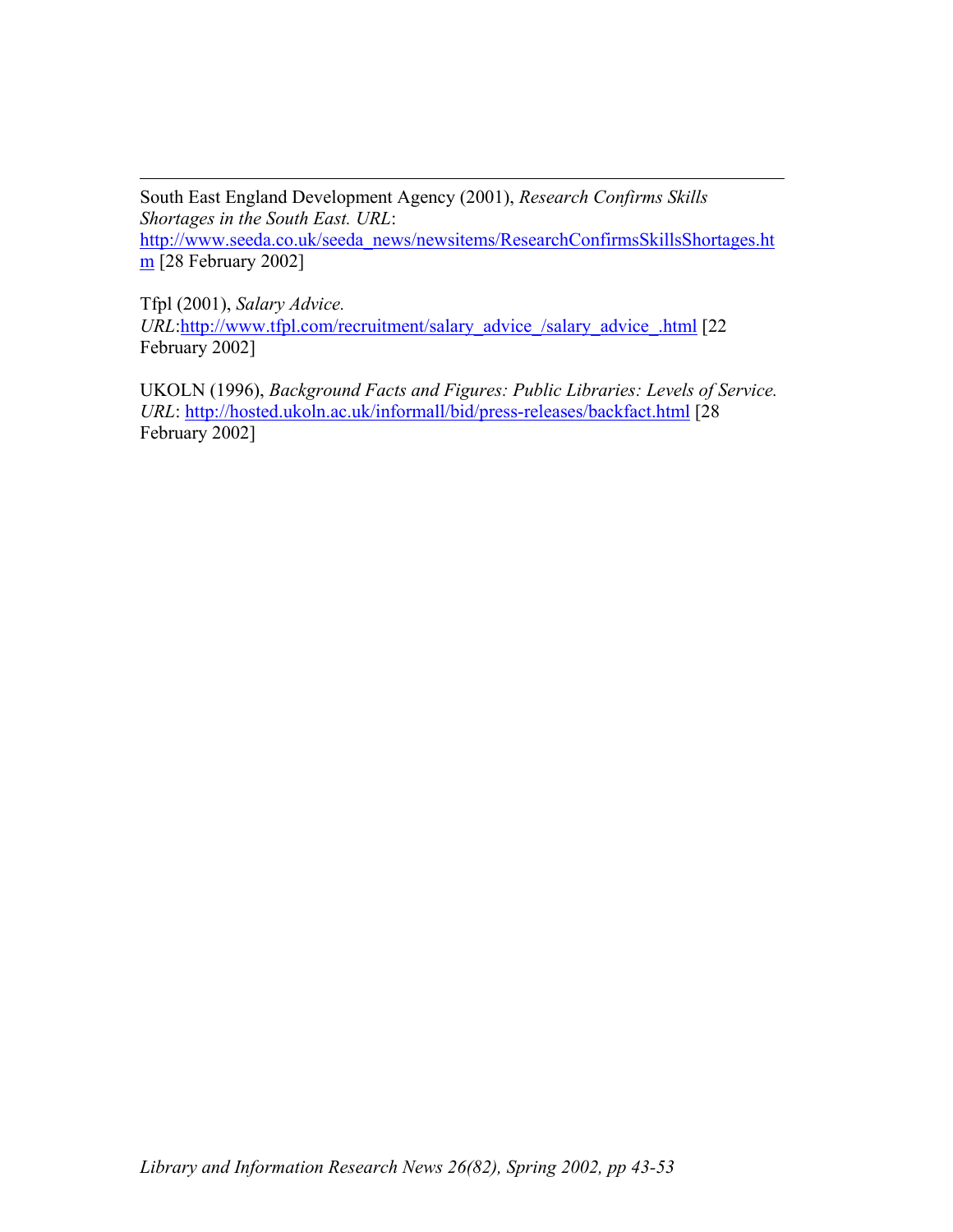South East England Development Agency (2001), *Research Confirms Skills Shortages in the South East. URL*: http://www.seeda.co.uk/seeda_news/newsitems/ResearchConfirmsSkillsShortages.htm [28 February 2002]

Tfpl (2001), *Salary Advice. URL*:http://www.tfpl.com/recruitment/salary_advice_/salary_advice_.html [22 February 2002]

UKOLN (1996), *Background Facts and Figures: Public Libraries: Levels of Service. URL*: http://hosted.ukoln.ac.uk/informall/bid/press-releases/backfact.html [28 February 2002]